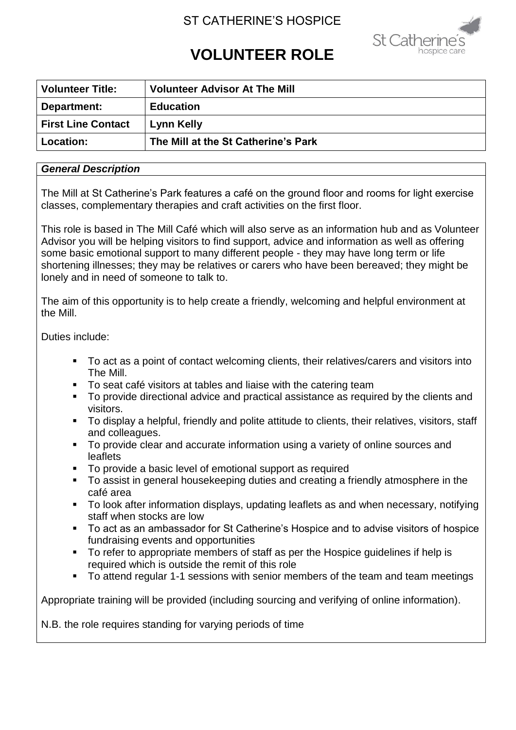ST CATHERINE'S HOSPICE

# VOLUNTEER ROLE

| **Volunteer Title:** | **Volunteer Advisor At The Mill** |
|---|---|
| **Department:** | **Education** |
| **First Line Contact** | **Lynn Kelly** |
| **Location:** | **The Mill at the St Catherine's Park** |

***General Description***

The Mill at St Catherine's Park features a café on the ground floor and rooms for light exercise classes, complementary therapies and craft activities on the first floor.

This role is based in The Mill Café which will also serve as an information hub and as Volunteer Advisor you will be helping visitors to find support, advice and information as well as offering some basic emotional support to many different people - they may have long term or life shortening illnesses; they may be relatives or carers who have been bereaved; they might be lonely and in need of someone to talk to.

The aim of this opportunity is to help create a friendly, welcoming and helpful environment at the Mill.

Duties include:

- To act as a point of contact welcoming clients, their relatives/carers and visitors into The Mill.
- To seat café visitors at tables and liaise with the catering team
- To provide directional advice and practical assistance as required by the clients and visitors.
- To display a helpful, friendly and polite attitude to clients, their relatives, visitors, staff and colleagues.
- To provide clear and accurate information using a variety of online sources and leaflets
- To provide a basic level of emotional support as required
- To assist in general housekeeping duties and creating a friendly atmosphere in the café area
- To look after information displays, updating leaflets as and when necessary, notifying staff when stocks are low
- To act as an ambassador for St Catherine's Hospice and to advise visitors of hospice fundraising events and opportunities
- To refer to appropriate members of staff as per the Hospice guidelines if help is required which is outside the remit of this role
- To attend regular 1-1 sessions with senior members of the team and team meetings

Appropriate training will be provided (including sourcing and verifying of online information).

N.B. the role requires standing for varying periods of time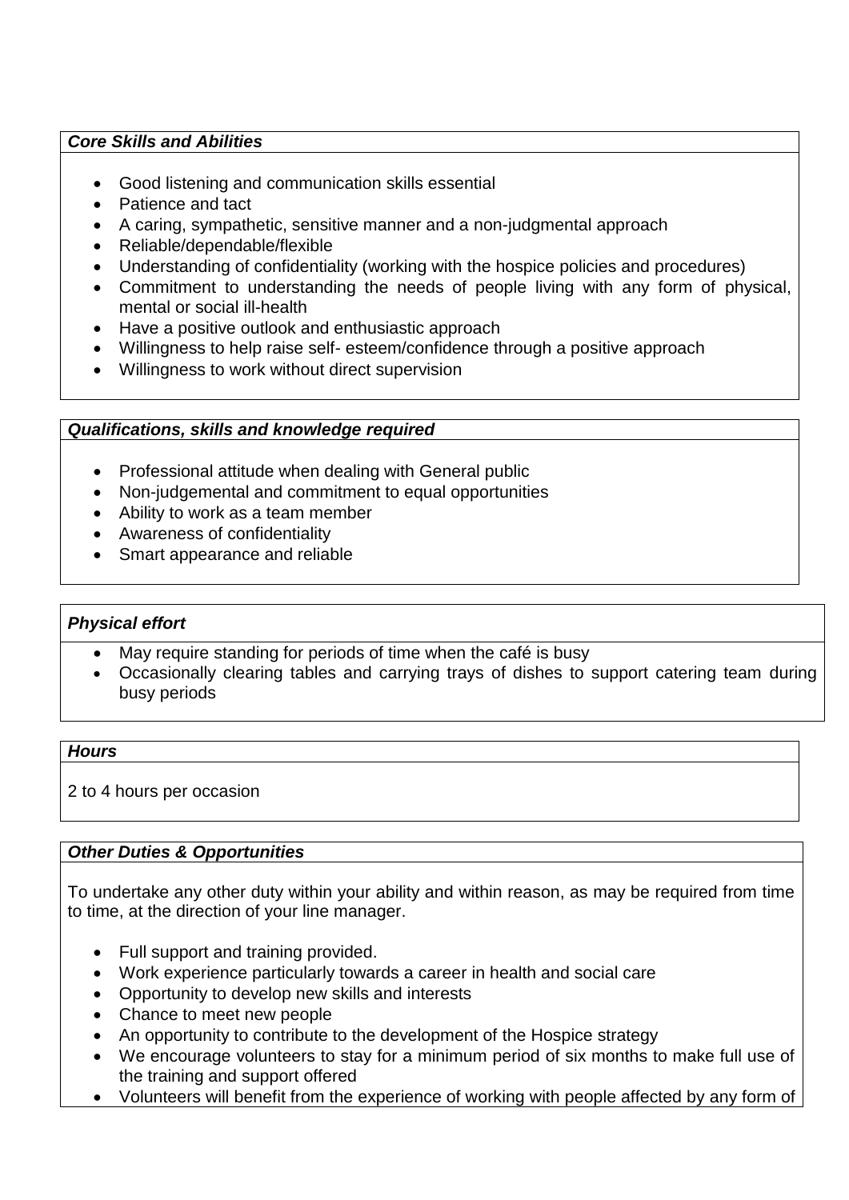***Core Skills and Abilities***

- Good listening and communication skills essential
- Patience and tact
- A caring, sympathetic, sensitive manner and a non-judgmental approach
- Reliable/dependable/flexible
- Understanding of confidentiality (working with the hospice policies and procedures)
- Commitment to understanding the needs of people living with any form of physical, mental or social ill-health
- Have a positive outlook and enthusiastic approach
- Willingness to help raise self- esteem/confidence through a positive approach
- Willingness to work without direct supervision

***Qualifications, skills and knowledge required***

- Professional attitude when dealing with General public
- Non-judgemental and commitment to equal opportunities
- Ability to work as a team member
- Awareness of confidentiality
- Smart appearance and reliable

***Physical effort***

- May require standing for periods of time when the café is busy
- Occasionally clearing tables and carrying trays of dishes to support catering team during busy periods

***Hours***

2 to 4 hours per occasion

***Other Duties & Opportunities***

To undertake any other duty within your ability and within reason, as may be required from time to time, at the direction of your line manager.

- Full support and training provided.
- Work experience particularly towards a career in health and social care
- Opportunity to develop new skills and interests
- Chance to meet new people
- An opportunity to contribute to the development of the Hospice strategy
- We encourage volunteers to stay for a minimum period of six months to make full use of the training and support offered
- Volunteers will benefit from the experience of working with people affected by any form of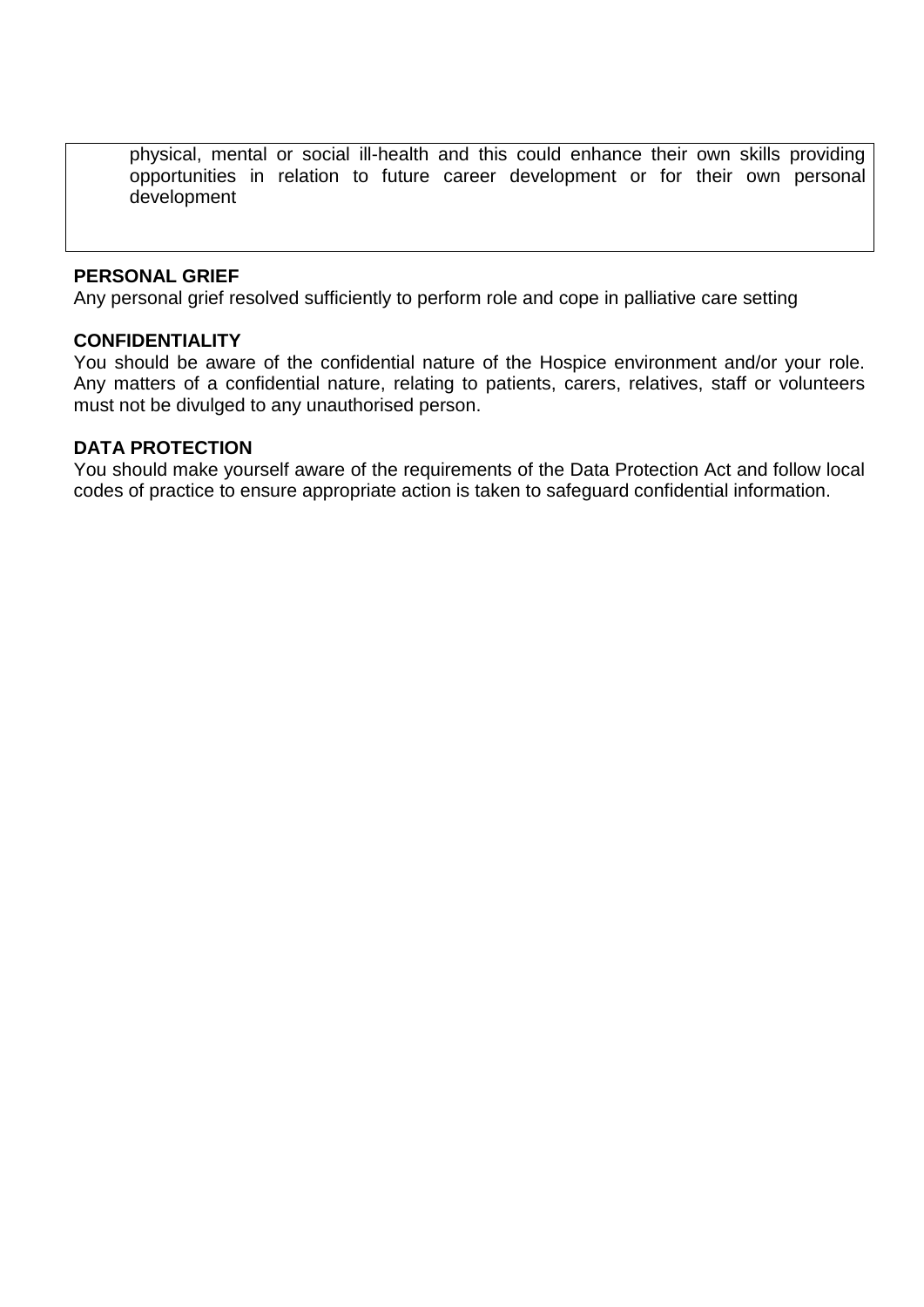physical, mental or social ill-health and this could enhance their own skills providing opportunities in relation to future career development or for their own personal development

**PERSONAL GRIEF**

Any personal grief resolved sufficiently to perform role and cope in palliative care setting

**CONFIDENTIALITY**

You should be aware of the confidential nature of the Hospice environment and/or your role. Any matters of a confidential nature, relating to patients, carers, relatives, staff or volunteers must not be divulged to any unauthorised person.

**DATA PROTECTION**

You should make yourself aware of the requirements of the Data Protection Act and follow local codes of practice to ensure appropriate action is taken to safeguard confidential information.